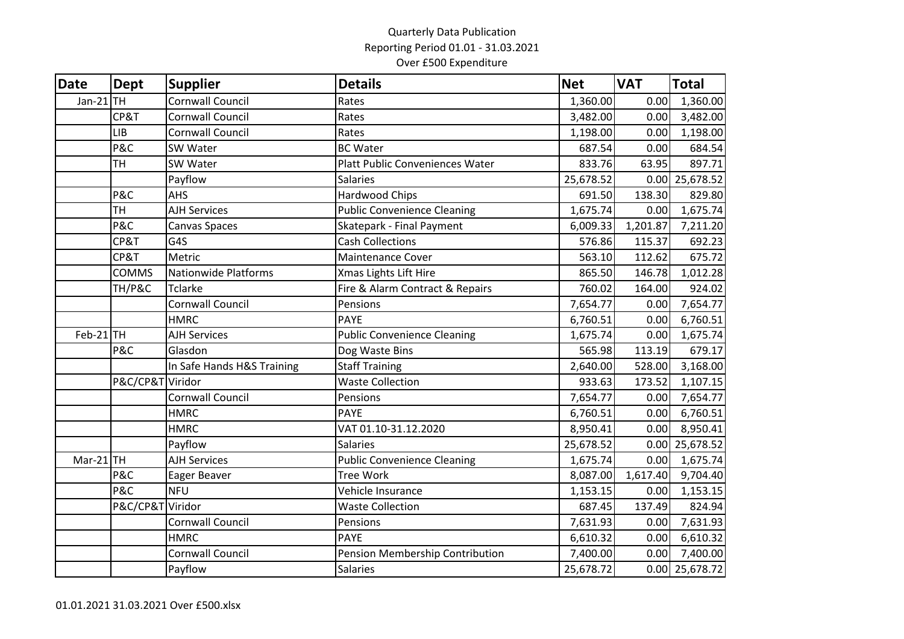Quarterly Data Publication

Reporting Period 01.01 - 31.03.2021

Over £500 Expenditure

| Date | Dept | Supplier | Details | Net | VAT | Total |
|---|---|---|---|---|---|---|
| Jan-21 | TH | Cornwall Council | Rates | 1,360.00 | 0.00 | 1,360.00 |
| | CP&T | Cornwall Council | Rates | 3,482.00 | 0.00 | 3,482.00 |
| | LIB | Cornwall Council | Rates | 1,198.00 | 0.00 | 1,198.00 |
| | P&C | SW Water | BC Water | 687.54 | 0.00 | 684.54 |
| | TH | SW Water | Platt Public Conveniences Water | 833.76 | 63.95 | 897.71 |
| | | Payflow | Salaries | 25,678.52 | 0.00 | 25,678.52 |
| | P&C | AHS | Hardwood Chips | 691.50 | 138.30 | 829.80 |
| | TH | AJH Services | Public Convenience Cleaning | 1,675.74 | 0.00 | 1,675.74 |
| | P&C | Canvas Spaces | Skatepark - Final Payment | 6,009.33 | 1,201.87 | 7,211.20 |
| | CP&T | G4S | Cash Collections | 576.86 | 115.37 | 692.23 |
| | CP&T | Metric | Maintenance Cover | 563.10 | 112.62 | 675.72 |
| | COMMS | Nationwide Platforms | Xmas Lights Lift Hire | 865.50 | 146.78 | 1,012.28 |
| | TH/P&C | Tclarke | Fire & Alarm Contract & Repairs | 760.02 | 164.00 | 924.02 |
| | | Cornwall Council | Pensions | 7,654.77 | 0.00 | 7,654.77 |
| | | HMRC | PAYE | 6,760.51 | 0.00 | 6,760.51 |
| Feb-21 | TH | AJH Services | Public Convenience Cleaning | 1,675.74 | 0.00 | 1,675.74 |
| | P&C | Glasdon | Dog Waste Bins | 565.98 | 113.19 | 679.17 |
| | | In Safe Hands H&S Training | Staff Training | 2,640.00 | 528.00 | 3,168.00 |
| | P&C/CP&T | Viridor | Waste Collection | 933.63 | 173.52 | 1,107.15 |
| | | Cornwall Council | Pensions | 7,654.77 | 0.00 | 7,654.77 |
| | | HMRC | PAYE | 6,760.51 | 0.00 | 6,760.51 |
| | | HMRC | VAT 01.10-31.12.2020 | 8,950.41 | 0.00 | 8,950.41 |
| | | Payflow | Salaries | 25,678.52 | 0.00 | 25,678.52 |
| Mar-21 | TH | AJH Services | Public Convenience Cleaning | 1,675.74 | 0.00 | 1,675.74 |
| | P&C | Eager Beaver | Tree Work | 8,087.00 | 1,617.40 | 9,704.40 |
| | P&C | NFU | Vehicle Insurance | 1,153.15 | 0.00 | 1,153.15 |
| | P&C/CP&T | Viridor | Waste Collection | 687.45 | 137.49 | 824.94 |
| | | Cornwall Council | Pensions | 7,631.93 | 0.00 | 7,631.93 |
| | | HMRC | PAYE | 6,610.32 | 0.00 | 6,610.32 |
| | | Cornwall Council | Pension Membership Contribution | 7,400.00 | 0.00 | 7,400.00 |
| | | Payflow | Salaries | 25,678.72 | 0.00 | 25,678.72 |

01.01.2021 31.03.2021 Over £500.xlsx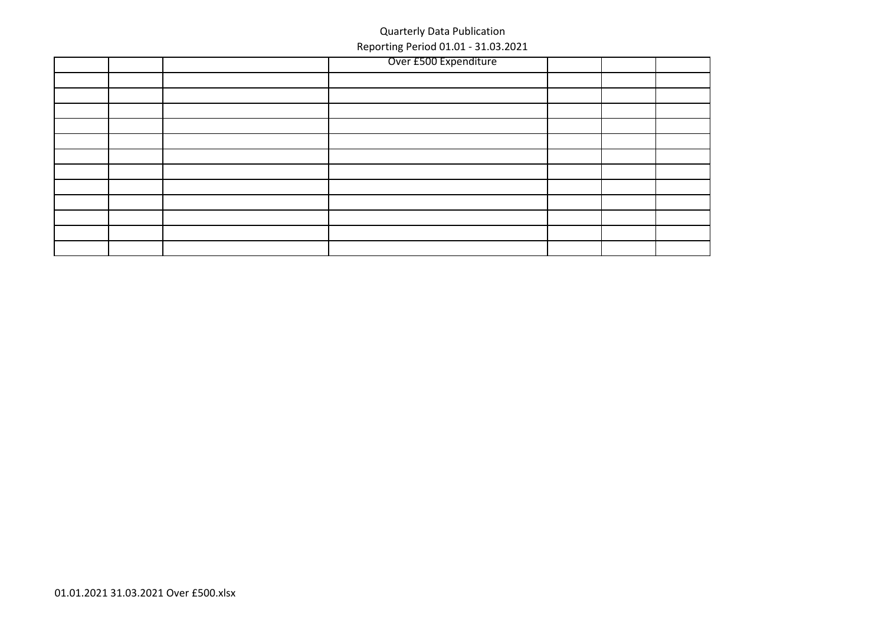Quarterly Data Publication

Reporting Period 01.01 - 31.03.2021

| | | | Over £500 Expenditure | | | |
|---|---|---|---|---|---|---|
| | | | | | | |
| | | | | | | |
| | | | | | | |
| | | | | | | |
| | | | | | | |
| | | | | | | |
| | | | | | | |
| | | | | | | |
| | | | | | | |
| | | | | | | |
| | | | | | | |
| | | | | | | |